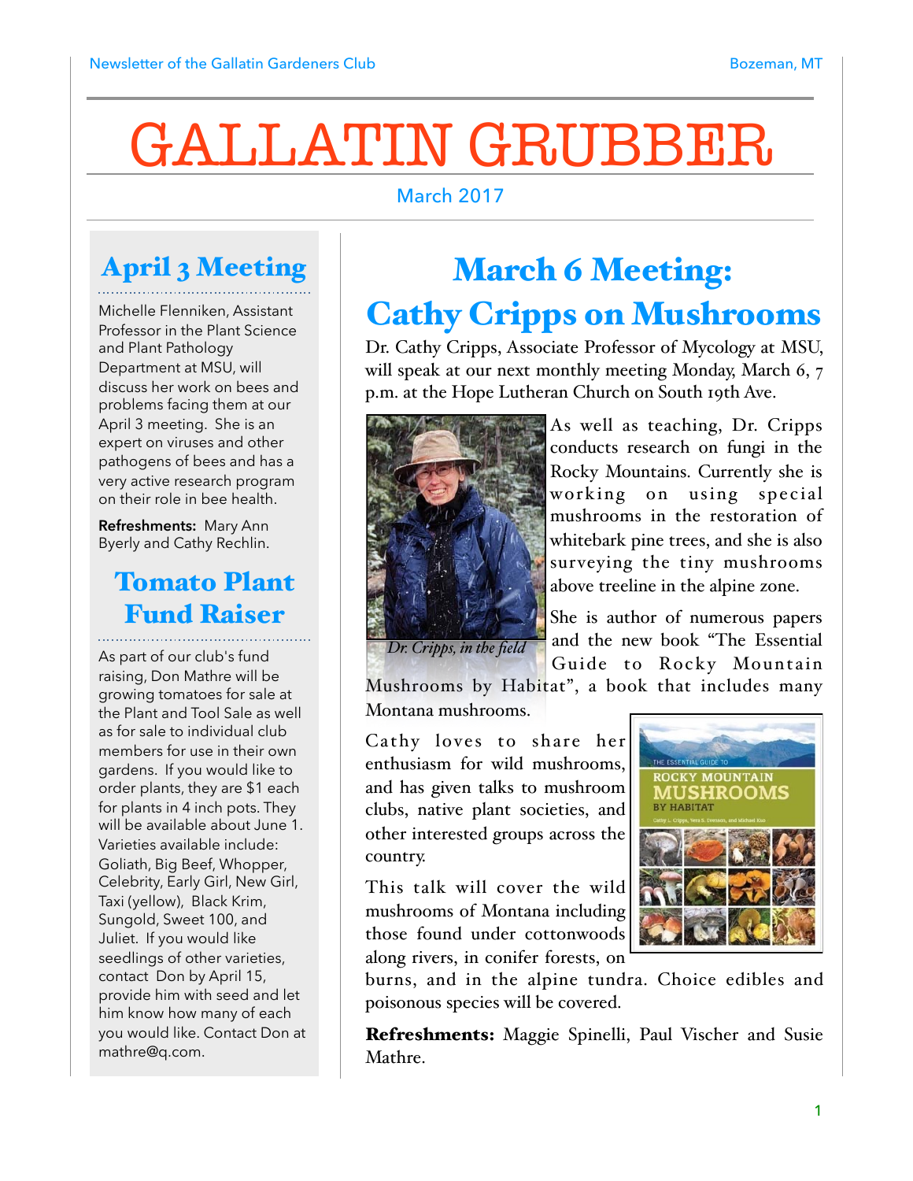# GALLATIN GRUBBER

March 2017

## March 6 Meeting: Cathy Cripps on Mushrooms

Dr. Cathy Cripps, Associate Professor of Mycology at MSU, will speak at our next monthly meeting Monday, March 6, 7 p.m. at the Hope Lutheran Church on South 19th Ave.

*Dr. Cripps, in the field*

As well as teaching, Dr. Cripps conducts research on fungi in the Rocky Mountains. Currently she is working on using special mushrooms in the restoration of whitebark pine trees, and she is also surveying the tiny mushrooms above treeline in the alpine zone.

She is author of numerous papers and the new book "The Essential Guide to Rocky Mountain Mushrooms by Habitat", a book that includes many Montana mushrooms.

Cathy loves to share her enthusiasm for wild mushrooms, and has given talks to mushroom clubs, native plant societies, and other interested groups across the country.

This talk will cover the wild mushrooms of Montana including those found under cottonwoods along rivers, in conifer forests, on burns, and in the alpine tundra. Choice edibles and poisonous species will be covered.

**Refreshments:** Maggie Spinelli, Paul Vischer and Susie Mathre.

## April 3 Meeting

Michelle Flenniken, Assistant Professor in the Plant Science and Plant Pathology Department at MSU, will discuss her work on bees and problems facing them at our April 3 meeting. She is an expert on viruses and other pathogens of bees and has a very active research program on their role in bee health.

**Refreshments:** Mary Ann Byerly and Cathy Rechlin.

## Tomato Plant Fund Raiser

As part of our club's fund raising, Don Mathre will be growing tomatoes for sale at the Plant and Tool Sale as well as for sale to individual club members for use in their own gardens. If you would like to order plants, they are $1 each for plants in 4 inch pots. They will be available about June 1. Varieties available include: Goliath, Big Beef, Whopper, Celebrity, Early Girl, New Girl, Taxi (yellow), Black Krim, Sungold, Sweet 100, and Juliet. If you would like seedlings of other varieties, contact Don by April 15, provide him with seed and let him know how many of each you would like. Contact Don at mathre@q.com.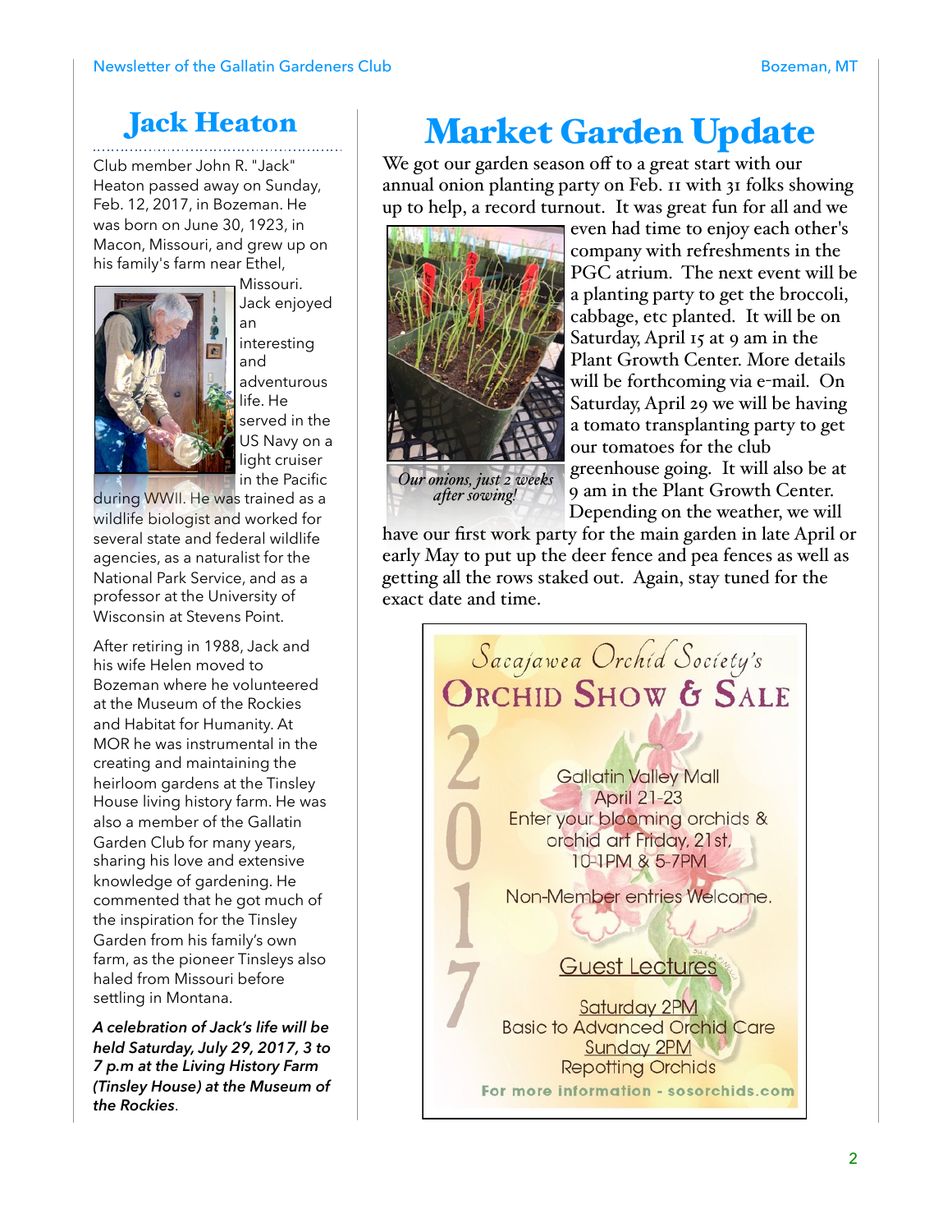## Jack Heaton

Club member John R. "Jack" Heaton passed away on Sunday, Feb. 12, 2017, in Bozeman. He was born on June 30, 1923, in Macon, Missouri, and grew up on his family's farm near Ethel, Missouri. Jack enjoyed an interesting and adventurous life. He served in the US Navy on a light cruiser in the Pacific during WWII. He was trained as a wildlife biologist and worked for several state and federal wildlife agencies, as a naturalist for the National Park Service, and as a professor at the University of Wisconsin at Stevens Point.

After retiring in 1988, Jack and his wife Helen moved to Bozeman where he volunteered at the Museum of the Rockies and Habitat for Humanity. At MOR he was instrumental in the creating and maintaining the heirloom gardens at the Tinsley House living history farm. He was also a member of the Gallatin Garden Club for many years, sharing his love and extensive knowledge of gardening. He commented that he got much of the inspiration for the Tinsley Garden from his family's own farm, as the pioneer Tinsleys also haled from Missouri before settling in Montana.

***A celebration of Jack's life will be held Saturday, July 29, 2017, 3 to 7 p.m at the Living History Farm (Tinsley House) at the Museum of the Rockies***.

## Market Garden Update

We got our garden season off to a great start with our annual onion planting party on Feb. 11 with 31 folks showing up to help, a record turnout. It was great fun for all and we even had time to enjoy each other's company with refreshments in the PGC atrium. The next event will be a planting party to get the broccoli, cabbage, etc planted. It will be on Saturday, April 15 at 9 am in the Plant Growth Center. More details will be forthcoming via e-mail. On Saturday, April 29 we will be having a tomato transplanting party to get our tomatoes for the club greenhouse going. It will also be at 9 am in the Plant Growth Center. Depending on the weather, we will have our first work party for the main garden in late April or early May to put up the deer fence and pea fences as well as getting all the rows staked out. Again, stay tuned for the exact date and time.

*Our onions, just 2 weeks after sowing!*

Sacajawea Orchid Society's

**Orchid Show & Sale**

2017

Gallatin Valley Mall
April 21-23
Enter your blooming orchids & orchid art Friday, 21st, 10-1PM & 5-7PM

Non-Member entries Welcome.

Guest Lectures

Saturday 2PM
Basic to Advanced Orchid Care
Sunday 2PM
Repotting Orchids

For more information - sosorchids.com